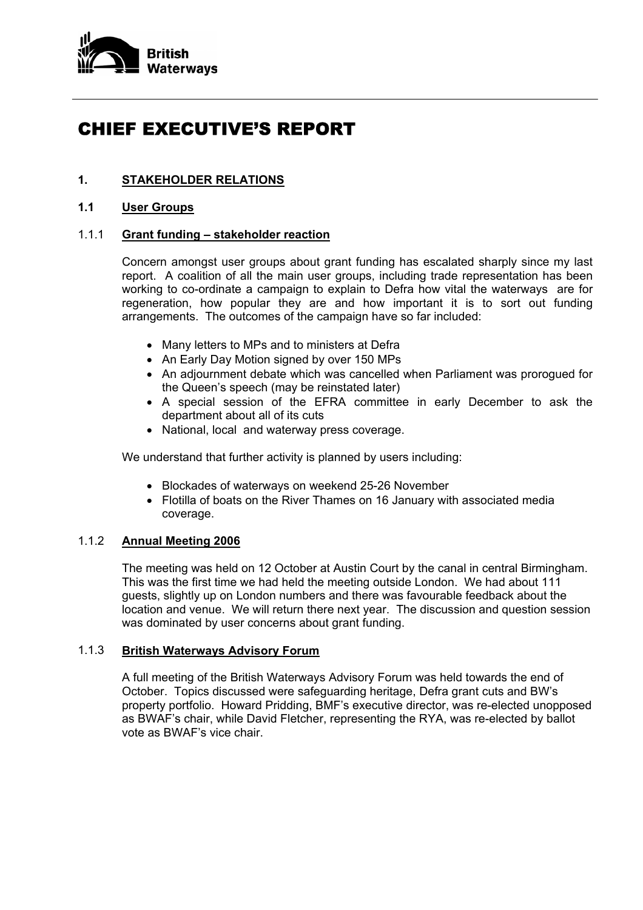British Waterways

# CHIEF EXECUTIVE'S REPORT

## 1. STAKEHOLDER RELATIONS

### 1.1 User Groups

#### 1.1.1 Grant funding – stakeholder reaction

Concern amongst user groups about grant funding has escalated sharply since my last report. A coalition of all the main user groups, including trade representation has been working to co-ordinate a campaign to explain to Defra how vital the waterways are for regeneration, how popular they are and how important it is to sort out funding arrangements. The outcomes of the campaign have so far included:

- Many letters to MPs and to ministers at Defra
- An Early Day Motion signed by over 150 MPs
- An adjournment debate which was cancelled when Parliament was prorogued for the Queen's speech (may be reinstated later)
- A special session of the EFRA committee in early December to ask the department about all of its cuts
- National, local and waterway press coverage.

We understand that further activity is planned by users including:

- Blockades of waterways on weekend 25-26 November
- Flotilla of boats on the River Thames on 16 January with associated media coverage.

#### 1.1.2 Annual Meeting 2006

The meeting was held on 12 October at Austin Court by the canal in central Birmingham. This was the first time we had held the meeting outside London. We had about 111 guests, slightly up on London numbers and there was favourable feedback about the location and venue. We will return there next year. The discussion and question session was dominated by user concerns about grant funding.

#### 1.1.3 British Waterways Advisory Forum

A full meeting of the British Waterways Advisory Forum was held towards the end of October. Topics discussed were safeguarding heritage, Defra grant cuts and BW's property portfolio. Howard Pridding, BMF's executive director, was re-elected unopposed as BWAF's chair, while David Fletcher, representing the RYA, was re-elected by ballot vote as BWAF's vice chair.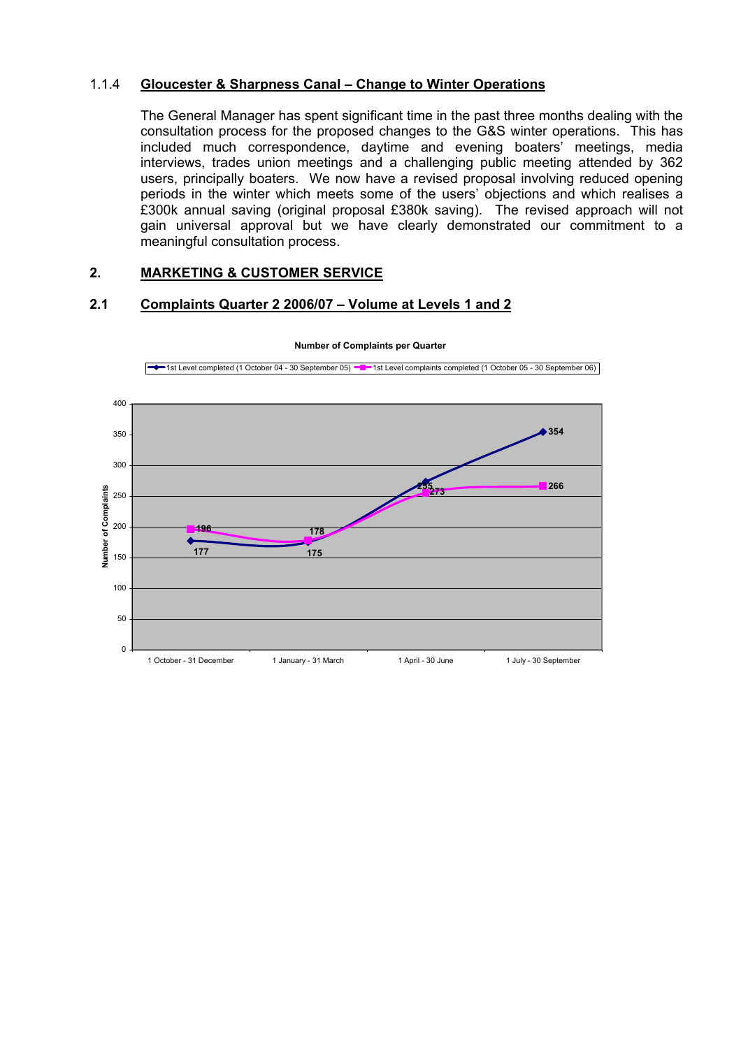### 1.1.4 Gloucester & Sharpness Canal – Change to Winter Operations

The General Manager has spent significant time in the past three months dealing with the consultation process for the proposed changes to the G&S winter operations. This has included much correspondence, daytime and evening boaters' meetings, media interviews, trades union meetings and a challenging public meeting attended by 362 users, principally boaters. We now have a revised proposal involving reduced opening periods in the winter which meets some of the users' objections and which realises a £300k annual saving (original proposal £380k saving). The revised approach will not gain universal approval but we have clearly demonstrated our commitment to a meaningful consultation process.

## 2. MARKETING & CUSTOMER SERVICE

### 2.1 Complaints Quarter 2 2006/07 – Volume at Levels 1 and 2

**Number of Complaints per Quarter**

| Quarter | 1st Level completed (1 October 04 - 30 September 05) | 1st Level complaints completed (1 October 05 - 30 September 06) |
|---|---|---|
| 1 October - 31 December | 177 | 196 |
| 1 January - 31 March | 175 | 178 |
| 1 April - 30 June | 273 | 255 |
| 1 July - 30 September | 354 | 266 |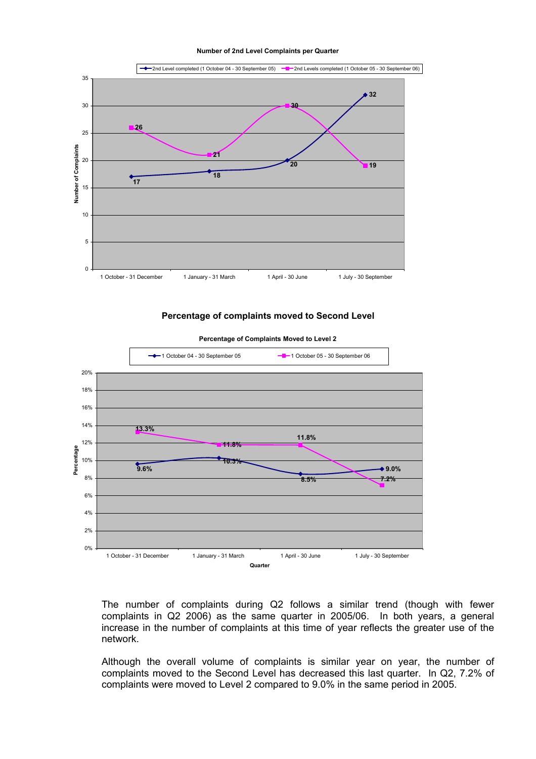**Number of 2nd Level Complaints per Quarter**

| Quarter | 2nd Level completed (1 October 04 - 30 September 05) | 2nd Levels completed (1 October 05 - 30 September 06) |
|---|---|---|
| 1 October - 31 December | 17 | 26 |
| 1 January - 31 March | 18 | 21 |
| 1 April - 30 June | 20 | 30 |
| 1 July - 30 September | 32 | 19 |

## Percentage of complaints moved to Second Level

**Percentage of Complaints Moved to Level 2**

| Quarter | 1 October 04 - 30 September 05 | 1 October 05 - 30 September 06 |
|---|---|---|
| 1 October - 31 December | 9.6% | 13.3% |
| 1 January - 31 March | 10.3% | 11.8% |
| 1 April - 30 June | 8.5% | 11.8% |
| 1 July - 30 September | 9.0% | 7.2% |

The number of complaints during Q2 follows a similar trend (though with fewer complaints in Q2 2006) as the same quarter in 2005/06. In both years, a general increase in the number of complaints at this time of year reflects the greater use of the network.

Although the overall volume of complaints is similar year on year, the number of complaints moved to the Second Level has decreased this last quarter. In Q2, 7.2% of complaints were moved to Level 2 compared to 9.0% in the same period in 2005.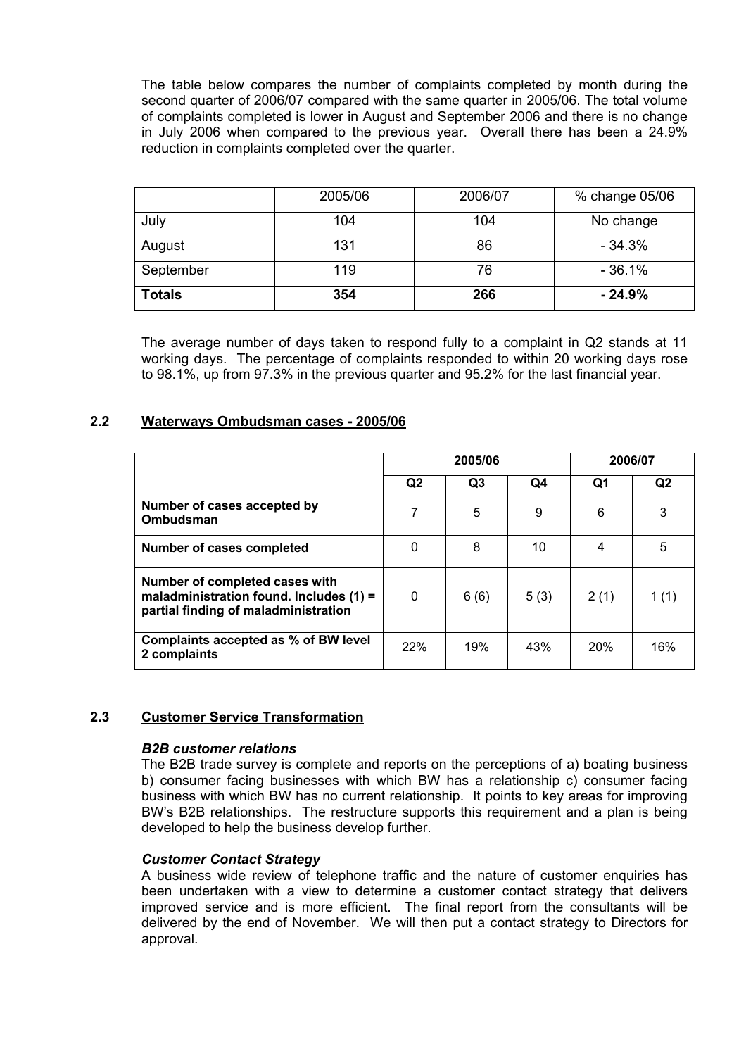The table below compares the number of complaints completed by month during the second quarter of 2006/07 compared with the same quarter in 2005/06. The total volume of complaints completed is lower in August and September 2006 and there is no change in July 2006 when compared to the previous year. Overall there has been a 24.9% reduction in complaints completed over the quarter.

| | 2005/06 | 2006/07 | % change 05/06 |
|---|---|---|---|
| July | 104 | 104 | No change |
| August | 131 | 86 | - 34.3% |
| September | 119 | 76 | - 36.1% |
| **Totals** | **354** | **266** | **- 24.9%** |

The average number of days taken to respond fully to a complaint in Q2 stands at 11 working days. The percentage of complaints responded to within 20 working days rose to 98.1%, up from 97.3% in the previous quarter and 95.2% for the last financial year.

## 2.2 Waterways Ombudsman cases - 2005/06

| | 2005/06 | | | 2006/07 | |
|---|---|---|---|---|---|
| | **Q2** | **Q3** | **Q4** | **Q1** | **Q2** |
| **Number of cases accepted by Ombudsman** | 7 | 5 | 9 | 6 | 3 |
| **Number of cases completed** | 0 | 8 | 10 | 4 | 5 |
| **Number of completed cases with maladministration found. Includes (1) = partial finding of maladministration** | 0 | 6 (6) | 5 (3) | 2 (1) | 1 (1) |
| **Complaints accepted as % of BW level 2 complaints** | 22% | 19% | 43% | 20% | 16% |

## 2.3 Customer Service Transformation

***B2B customer relations***

The B2B trade survey is complete and reports on the perceptions of a) boating business b) consumer facing businesses with which BW has a relationship c) consumer facing business with which BW has no current relationship. It points to key areas for improving BW's B2B relationships. The restructure supports this requirement and a plan is being developed to help the business develop further.

***Customer Contact Strategy***

A business wide review of telephone traffic and the nature of customer enquiries has been undertaken with a view to determine a customer contact strategy that delivers improved service and is more efficient. The final report from the consultants will be delivered by the end of November. We will then put a contact strategy to Directors for approval.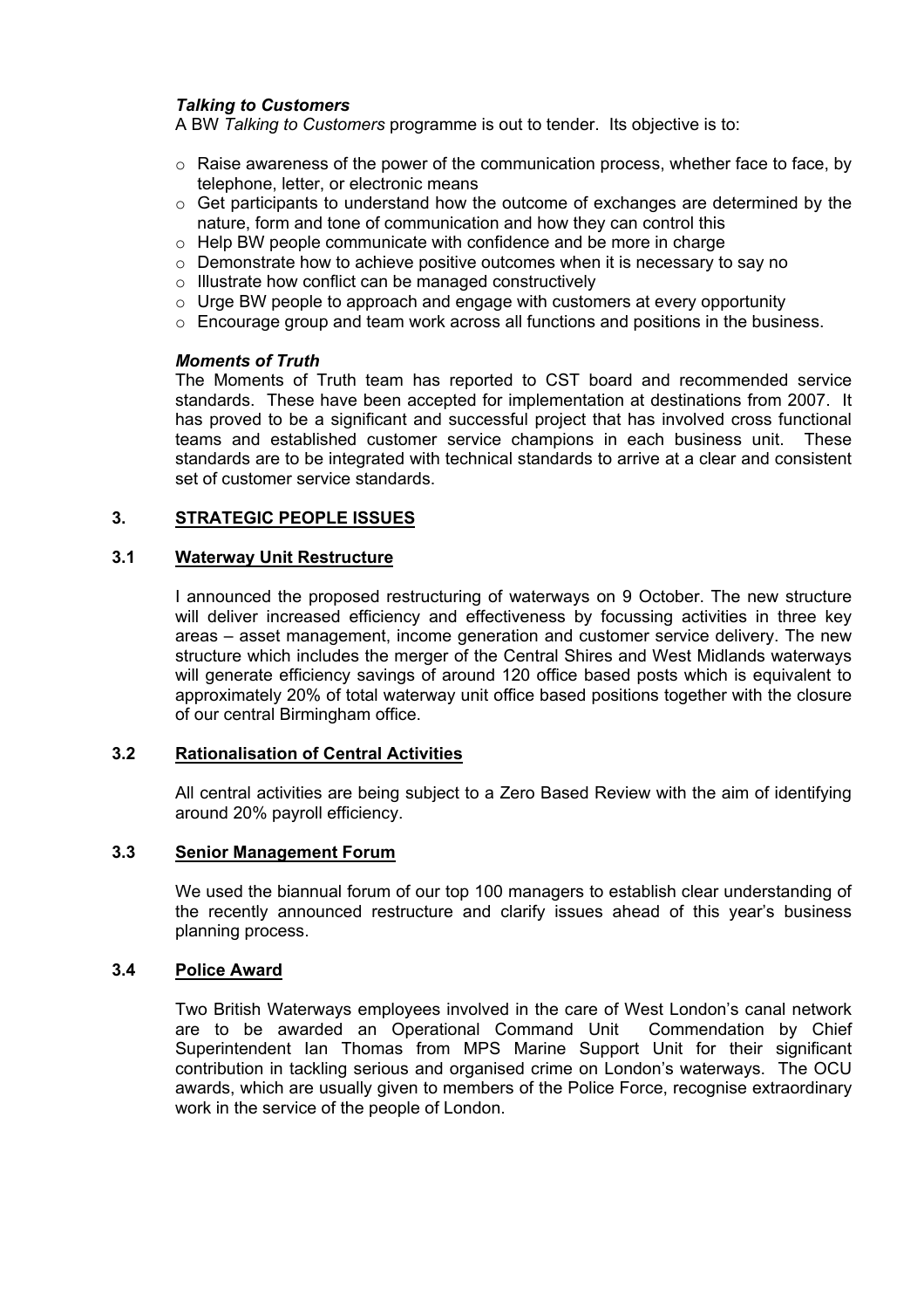### *Talking to Customers*

A BW *Talking to Customers* programme is out to tender. Its objective is to:

- Raise awareness of the power of the communication process, whether face to face, by telephone, letter, or electronic means
- Get participants to understand how the outcome of exchanges are determined by the nature, form and tone of communication and how they can control this
- Help BW people communicate with confidence and be more in charge
- Demonstrate how to achieve positive outcomes when it is necessary to say no
- Illustrate how conflict can be managed constructively
- Urge BW people to approach and engage with customers at every opportunity
- Encourage group and team work across all functions and positions in the business.

### *Moments of Truth*

The Moments of Truth team has reported to CST board and recommended service standards. These have been accepted for implementation at destinations from 2007. It has proved to be a significant and successful project that has involved cross functional teams and established customer service champions in each business unit. These standards are to be integrated with technical standards to arrive at a clear and consistent set of customer service standards.

## 3. STRATEGIC PEOPLE ISSUES

### 3.1 Waterway Unit Restructure

I announced the proposed restructuring of waterways on 9 October. The new structure will deliver increased efficiency and effectiveness by focussing activities in three key areas – asset management, income generation and customer service delivery. The new structure which includes the merger of the Central Shires and West Midlands waterways will generate efficiency savings of around 120 office based posts which is equivalent to approximately 20% of total waterway unit office based positions together with the closure of our central Birmingham office.

### 3.2 Rationalisation of Central Activities

All central activities are being subject to a Zero Based Review with the aim of identifying around 20% payroll efficiency.

### 3.3 Senior Management Forum

We used the biannual forum of our top 100 managers to establish clear understanding of the recently announced restructure and clarify issues ahead of this year's business planning process.

### 3.4 Police Award

Two British Waterways employees involved in the care of West London's canal network are to be awarded an Operational Command Unit Commendation by Chief Superintendent Ian Thomas from MPS Marine Support Unit for their significant contribution in tackling serious and organised crime on London's waterways. The OCU awards, which are usually given to members of the Police Force, recognise extraordinary work in the service of the people of London.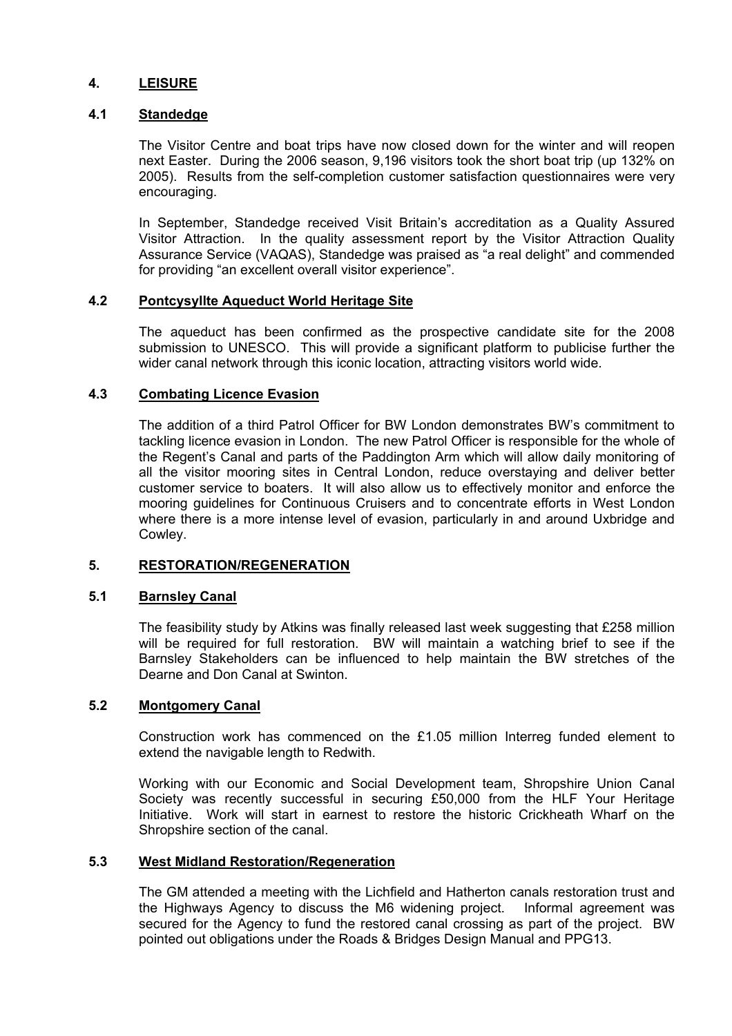## 4. LEISURE

### 4.1 Standedge

The Visitor Centre and boat trips have now closed down for the winter and will reopen next Easter. During the 2006 season, 9,196 visitors took the short boat trip (up 132% on 2005). Results from the self-completion customer satisfaction questionnaires were very encouraging.

In September, Standedge received Visit Britain's accreditation as a Quality Assured Visitor Attraction. In the quality assessment report by the Visitor Attraction Quality Assurance Service (VAQAS), Standedge was praised as "a real delight" and commended for providing "an excellent overall visitor experience".

### 4.2 Pontcysyllte Aqueduct World Heritage Site

The aqueduct has been confirmed as the prospective candidate site for the 2008 submission to UNESCO. This will provide a significant platform to publicise further the wider canal network through this iconic location, attracting visitors world wide.

### 4.3 Combating Licence Evasion

The addition of a third Patrol Officer for BW London demonstrates BW's commitment to tackling licence evasion in London. The new Patrol Officer is responsible for the whole of the Regent's Canal and parts of the Paddington Arm which will allow daily monitoring of all the visitor mooring sites in Central London, reduce overstaying and deliver better customer service to boaters. It will also allow us to effectively monitor and enforce the mooring guidelines for Continuous Cruisers and to concentrate efforts in West London where there is a more intense level of evasion, particularly in and around Uxbridge and Cowley.

## 5. RESTORATION/REGENERATION

### 5.1 Barnsley Canal

The feasibility study by Atkins was finally released last week suggesting that £258 million will be required for full restoration. BW will maintain a watching brief to see if the Barnsley Stakeholders can be influenced to help maintain the BW stretches of the Dearne and Don Canal at Swinton.

### 5.2 Montgomery Canal

Construction work has commenced on the £1.05 million Interreg funded element to extend the navigable length to Redwith.

Working with our Economic and Social Development team, Shropshire Union Canal Society was recently successful in securing £50,000 from the HLF Your Heritage Initiative. Work will start in earnest to restore the historic Crickheath Wharf on the Shropshire section of the canal.

### 5.3 West Midland Restoration/Regeneration

The GM attended a meeting with the Lichfield and Hatherton canals restoration trust and the Highways Agency to discuss the M6 widening project. Informal agreement was secured for the Agency to fund the restored canal crossing as part of the project. BW pointed out obligations under the Roads & Bridges Design Manual and PPG13.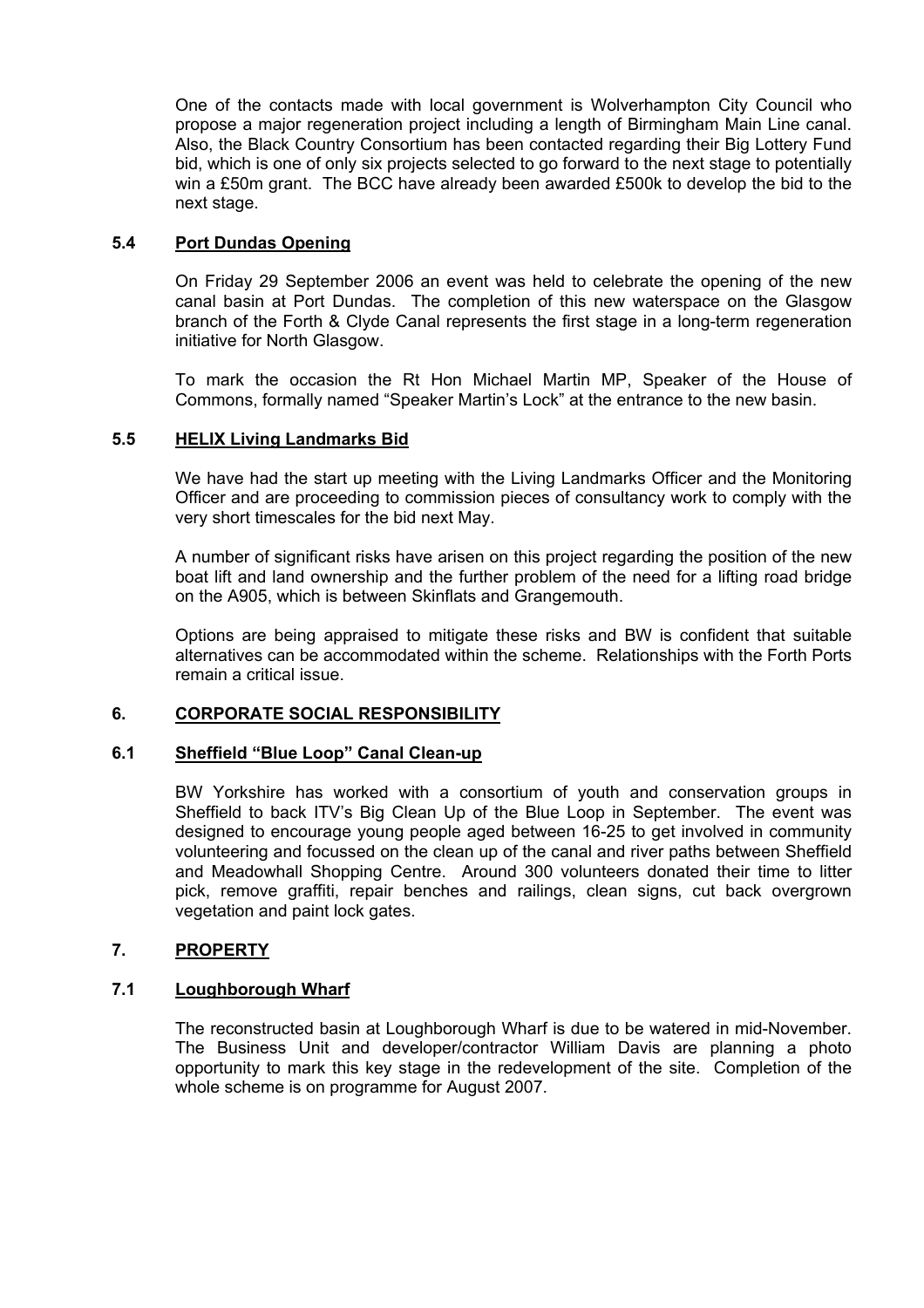One of the contacts made with local government is Wolverhampton City Council who propose a major regeneration project including a length of Birmingham Main Line canal. Also, the Black Country Consortium has been contacted regarding their Big Lottery Fund bid, which is one of only six projects selected to go forward to the next stage to potentially win a £50m grant. The BCC have already been awarded £500k to develop the bid to the next stage.

### 5.4 Port Dundas Opening

On Friday 29 September 2006 an event was held to celebrate the opening of the new canal basin at Port Dundas. The completion of this new waterspace on the Glasgow branch of the Forth & Clyde Canal represents the first stage in a long-term regeneration initiative for North Glasgow.

To mark the occasion the Rt Hon Michael Martin MP, Speaker of the House of Commons, formally named "Speaker Martin's Lock" at the entrance to the new basin.

### 5.5 HELIX Living Landmarks Bid

We have had the start up meeting with the Living Landmarks Officer and the Monitoring Officer and are proceeding to commission pieces of consultancy work to comply with the very short timescales for the bid next May.

A number of significant risks have arisen on this project regarding the position of the new boat lift and land ownership and the further problem of the need for a lifting road bridge on the A905, which is between Skinflats and Grangemouth.

Options are being appraised to mitigate these risks and BW is confident that suitable alternatives can be accommodated within the scheme. Relationships with the Forth Ports remain a critical issue.

## 6. CORPORATE SOCIAL RESPONSIBILITY

### 6.1 Sheffield "Blue Loop" Canal Clean-up

BW Yorkshire has worked with a consortium of youth and conservation groups in Sheffield to back ITV's Big Clean Up of the Blue Loop in September. The event was designed to encourage young people aged between 16-25 to get involved in community volunteering and focussed on the clean up of the canal and river paths between Sheffield and Meadowhall Shopping Centre. Around 300 volunteers donated their time to litter pick, remove graffiti, repair benches and railings, clean signs, cut back overgrown vegetation and paint lock gates.

## 7. PROPERTY

### 7.1 Loughborough Wharf

The reconstructed basin at Loughborough Wharf is due to be watered in mid-November. The Business Unit and developer/contractor William Davis are planning a photo opportunity to mark this key stage in the redevelopment of the site. Completion of the whole scheme is on programme for August 2007.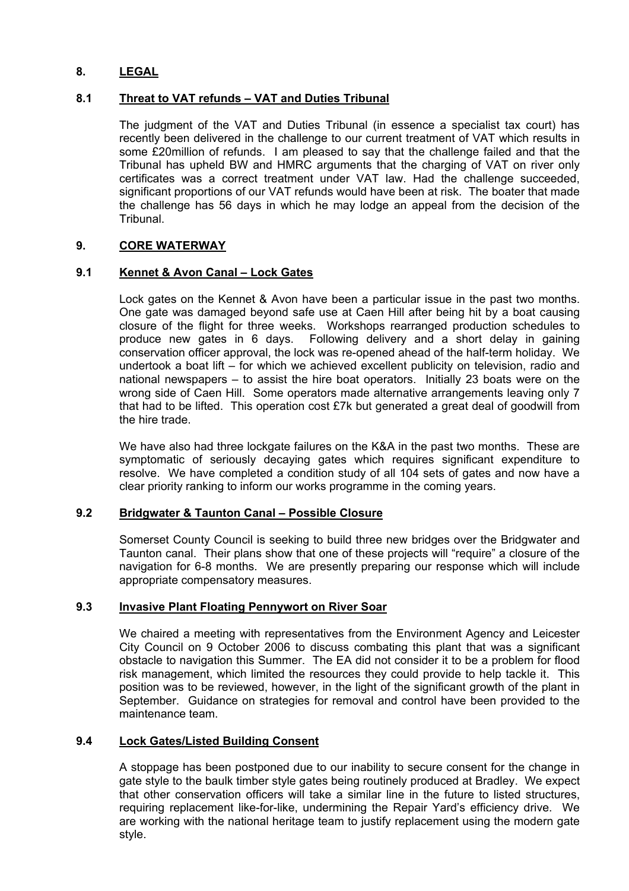## 8. LEGAL

### 8.1 Threat to VAT refunds – VAT and Duties Tribunal

The judgment of the VAT and Duties Tribunal (in essence a specialist tax court) has recently been delivered in the challenge to our current treatment of VAT which results in some £20million of refunds. I am pleased to say that the challenge failed and that the Tribunal has upheld BW and HMRC arguments that the charging of VAT on river only certificates was a correct treatment under VAT law. Had the challenge succeeded, significant proportions of our VAT refunds would have been at risk. The boater that made the challenge has 56 days in which he may lodge an appeal from the decision of the Tribunal.

## 9. CORE WATERWAY

### 9.1 Kennet & Avon Canal – Lock Gates

Lock gates on the Kennet & Avon have been a particular issue in the past two months. One gate was damaged beyond safe use at Caen Hill after being hit by a boat causing closure of the flight for three weeks. Workshops rearranged production schedules to produce new gates in 6 days. Following delivery and a short delay in gaining conservation officer approval, the lock was re-opened ahead of the half-term holiday. We undertook a boat lift – for which we achieved excellent publicity on television, radio and national newspapers – to assist the hire boat operators. Initially 23 boats were on the wrong side of Caen Hill. Some operators made alternative arrangements leaving only 7 that had to be lifted. This operation cost £7k but generated a great deal of goodwill from the hire trade.

We have also had three lockgate failures on the K&A in the past two months. These are symptomatic of seriously decaying gates which requires significant expenditure to resolve. We have completed a condition study of all 104 sets of gates and now have a clear priority ranking to inform our works programme in the coming years.

### 9.2 Bridgwater & Taunton Canal – Possible Closure

Somerset County Council is seeking to build three new bridges over the Bridgwater and Taunton canal. Their plans show that one of these projects will "require" a closure of the navigation for 6-8 months. We are presently preparing our response which will include appropriate compensatory measures.

### 9.3 Invasive Plant Floating Pennywort on River Soar

We chaired a meeting with representatives from the Environment Agency and Leicester City Council on 9 October 2006 to discuss combating this plant that was a significant obstacle to navigation this Summer. The EA did not consider it to be a problem for flood risk management, which limited the resources they could provide to help tackle it. This position was to be reviewed, however, in the light of the significant growth of the plant in September. Guidance on strategies for removal and control have been provided to the maintenance team.

### 9.4 Lock Gates/Listed Building Consent

A stoppage has been postponed due to our inability to secure consent for the change in gate style to the baulk timber style gates being routinely produced at Bradley. We expect that other conservation officers will take a similar line in the future to listed structures, requiring replacement like-for-like, undermining the Repair Yard's efficiency drive. We are working with the national heritage team to justify replacement using the modern gate style.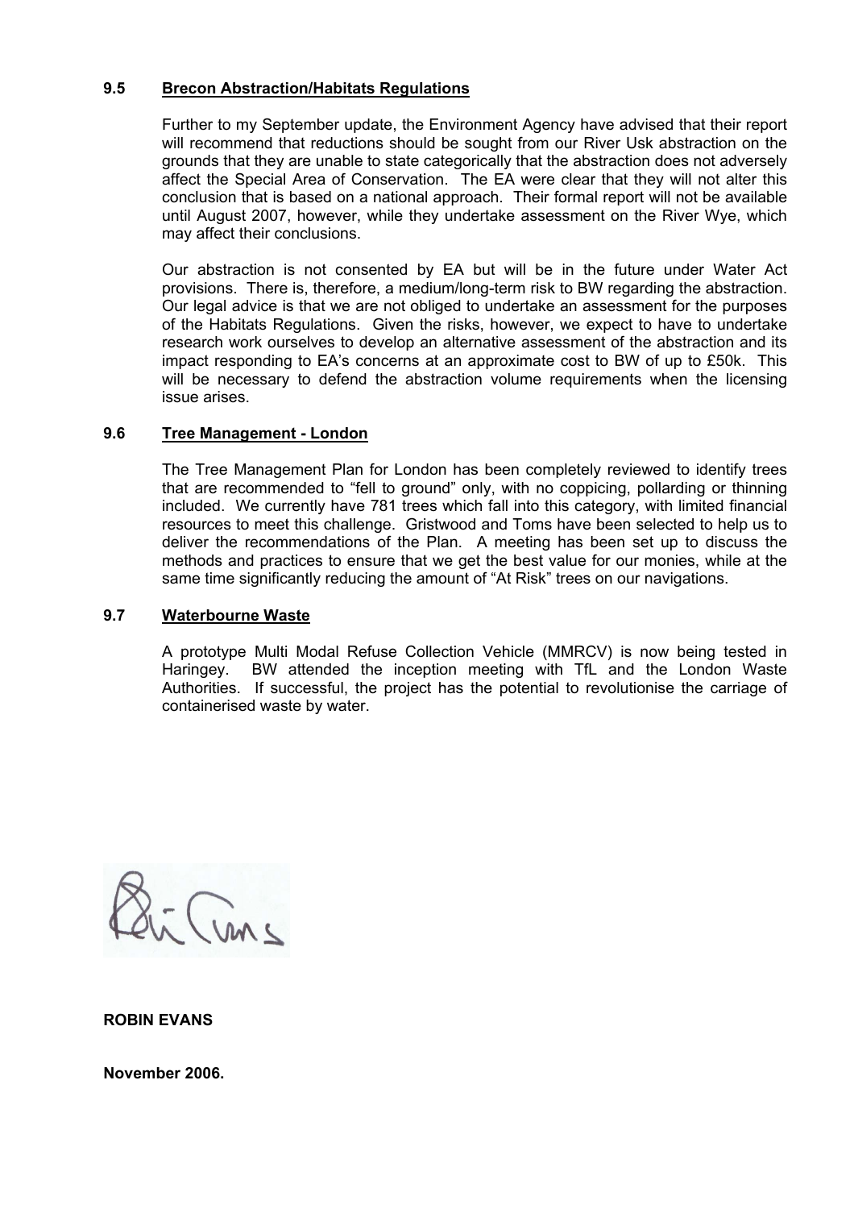### 9.5 Brecon Abstraction/Habitats Regulations

Further to my September update, the Environment Agency have advised that their report will recommend that reductions should be sought from our River Usk abstraction on the grounds that they are unable to state categorically that the abstraction does not adversely affect the Special Area of Conservation. The EA were clear that they will not alter this conclusion that is based on a national approach. Their formal report will not be available until August 2007, however, while they undertake assessment on the River Wye, which may affect their conclusions.

Our abstraction is not consented by EA but will be in the future under Water Act provisions. There is, therefore, a medium/long-term risk to BW regarding the abstraction. Our legal advice is that we are not obliged to undertake an assessment for the purposes of the Habitats Regulations. Given the risks, however, we expect to have to undertake research work ourselves to develop an alternative assessment of the abstraction and its impact responding to EA's concerns at an approximate cost to BW of up to £50k. This will be necessary to defend the abstraction volume requirements when the licensing issue arises.

### 9.6 Tree Management - London

The Tree Management Plan for London has been completely reviewed to identify trees that are recommended to "fell to ground" only, with no coppicing, pollarding or thinning included. We currently have 781 trees which fall into this category, with limited financial resources to meet this challenge. Gristwood and Toms have been selected to help us to deliver the recommendations of the Plan. A meeting has been set up to discuss the methods and practices to ensure that we get the best value for our monies, while at the same time significantly reducing the amount of "At Risk" trees on our navigations.

### 9.7 Waterbourne Waste

A prototype Multi Modal Refuse Collection Vehicle (MMRCV) is now being tested in Haringey. BW attended the inception meeting with TfL and the London Waste Authorities. If successful, the project has the potential to revolutionise the carriage of containerised waste by water.

**ROBIN EVANS**

**November 2006.**